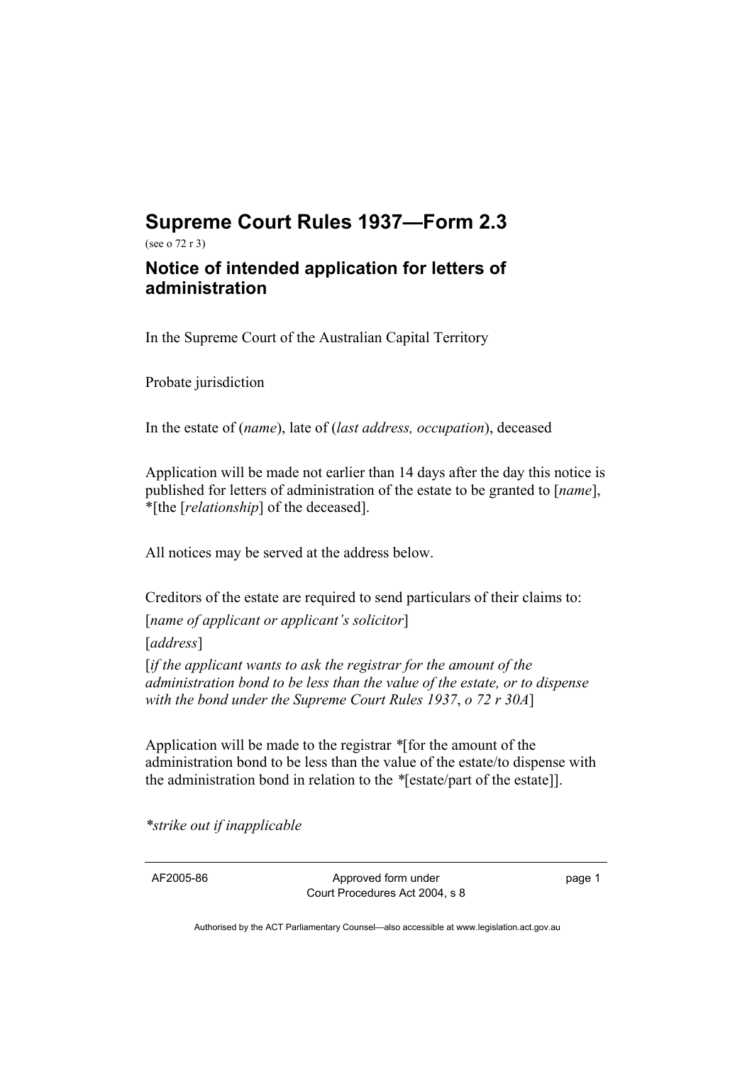# Supreme Court Rules 1937—Form 2.3

(see o 72 r 3)

## Notice of intended application for letters of administration

In the Supreme Court of the Australian Capital Territory

Probate jurisdiction

In the estate of (*name*), late of (*last address, occupation*), deceased

Application will be made not earlier than 14 days after the day this notice is published for letters of administration of the estate to be granted to [*name*], *[the [*relationship*] of the deceased].

All notices may be served at the address below.

Creditors of the estate are required to send particulars of their claims to:

[*name of applicant or applicant's solicitor*]

[*address*]

[*if the applicant wants to ask the registrar for the amount of the administration bond to be less than the value of the estate, or to dispense with the bond under the Supreme Court Rules 1937*, *o 72 r 30A*]

Application will be made to the registrar *[for the amount of the administration bond to be less than the value of the estate/to dispense with the administration bond in relation to the *[estate/part of the estate]].

**strike out if inapplicable*

AF2005-86 Approved form under Court Procedures Act 2004, s 8

Authorised by the ACT Parliamentary Counsel—also accessible at www.legislation.act.gov.au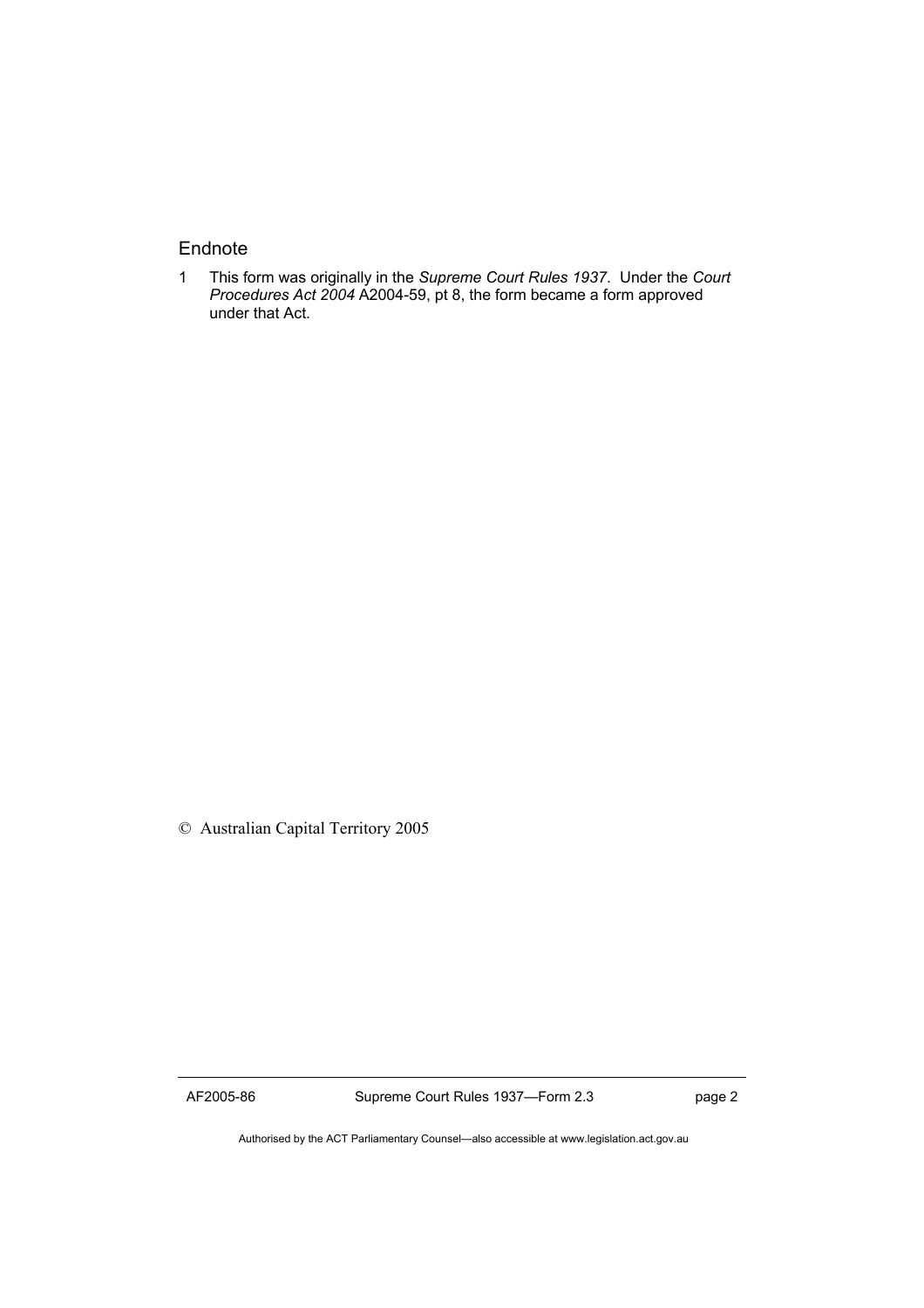## Endnote

1 This form was originally in the *Supreme Court Rules 1937*. Under the *Court Procedures Act 2004* A2004-59, pt 8, the form became a form approved under that Act.

© Australian Capital Territory 2005